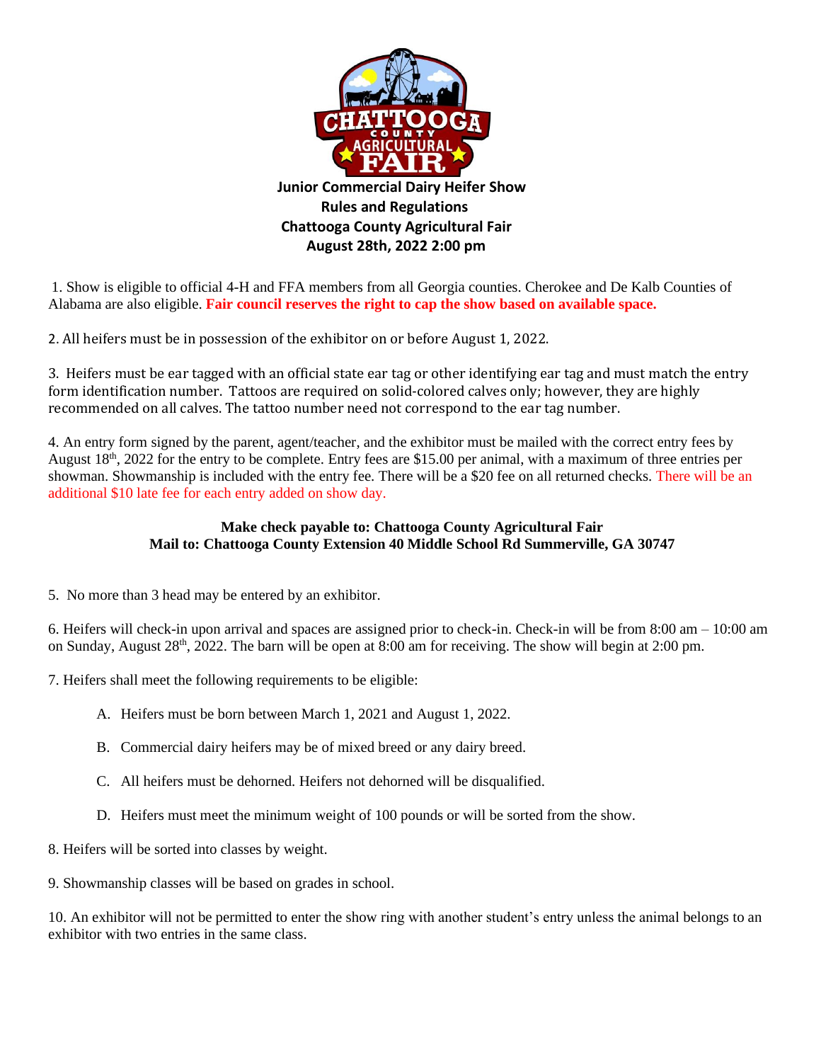# Junior Commercial Dairy Heifer Show

## Rules and Regulations

## Chattooga County Agricultural Fair

## August 28th, 2022 2:00 pm

1. Show is eligible to official 4-H and FFA members from all Georgia counties. Cherokee and De Kalb Counties of Alabama are also eligible. **Fair council reserves the right to cap the show based on available space.**

2. All heifers must be in possession of the exhibitor on or before August 1, 2022.

3. Heifers must be ear tagged with an official state ear tag or other identifying ear tag and must match the entry form identification number. Tattoos are required on solid-colored calves only; however, they are highly recommended on all calves. The tattoo number need not correspond to the ear tag number.

4. An entry form signed by the parent, agent/teacher, and the exhibitor must be mailed with the correct entry fees by August 18th, 2022 for the entry to be complete. Entry fees are $15.00 per animal, with a maximum of three entries per showman. Showmanship is included with the entry fee. There will be a $20 fee on all returned checks. There will be an additional $10 late fee for each entry added on show day.

**Make check payable to: Chattooga County Agricultural Fair**
**Mail to: Chattooga County Extension 40 Middle School Rd Summerville, GA 30747**

5. No more than 3 head may be entered by an exhibitor.

6. Heifers will check-in upon arrival and spaces are assigned prior to check-in. Check-in will be from 8:00 am – 10:00 am on Sunday, August 28th, 2022. The barn will be open at 8:00 am for receiving. The show will begin at 2:00 pm.

7. Heifers shall meet the following requirements to be eligible:

   A. Heifers must be born between March 1, 2021 and August 1, 2022.

   B. Commercial dairy heifers may be of mixed breed or any dairy breed.

   C. All heifers must be dehorned. Heifers not dehorned will be disqualified.

   D. Heifers must meet the minimum weight of 100 pounds or will be sorted from the show.

8. Heifers will be sorted into classes by weight.

9. Showmanship classes will be based on grades in school.

10. An exhibitor will not be permitted to enter the show ring with another student's entry unless the animal belongs to an exhibitor with two entries in the same class.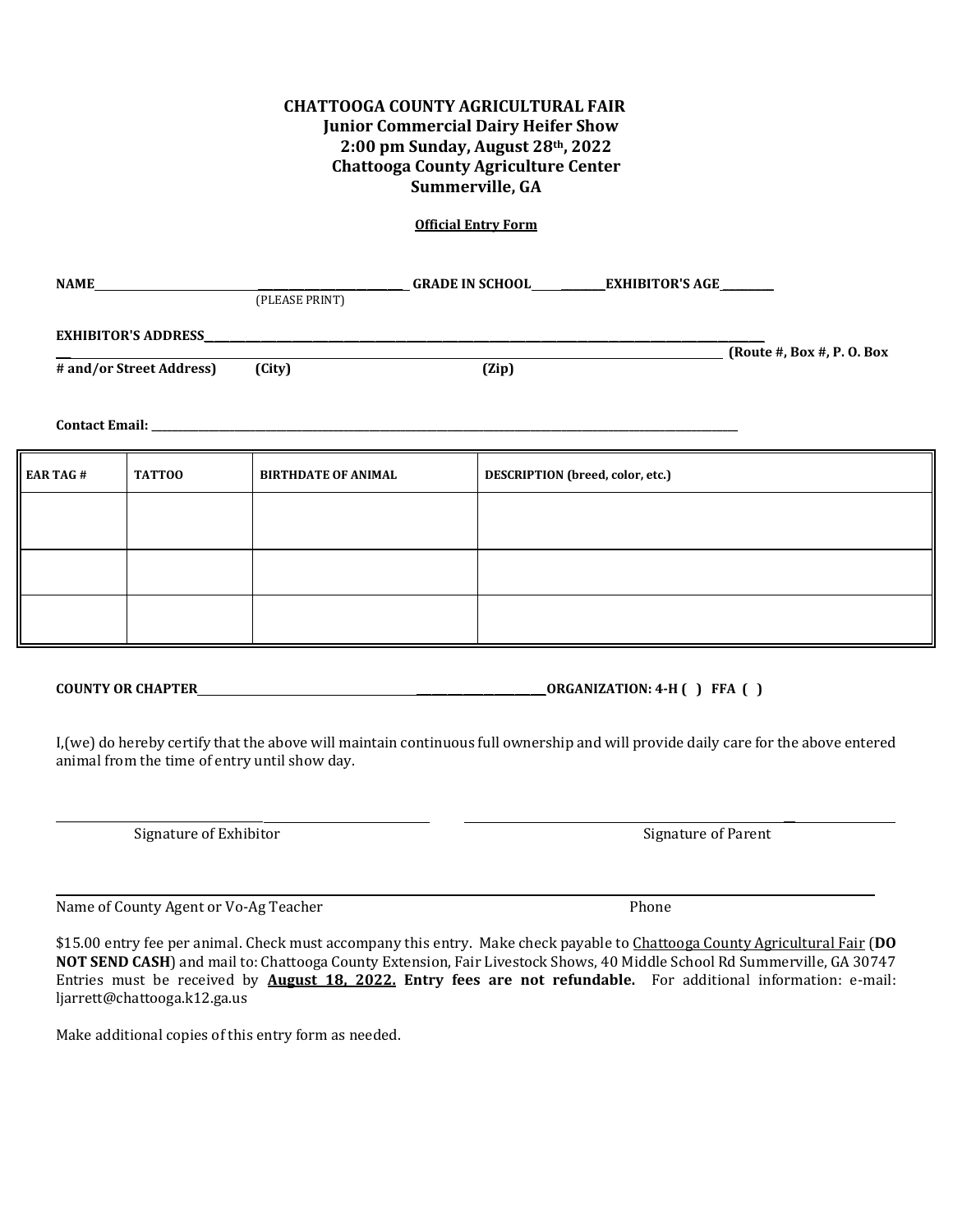**CHATTOOGA COUNTY AGRICULTURAL FAIR**
**Junior Commercial Dairy Heifer Show**
**2:00 pm Sunday, August 28th, 2022**
**Chattooga County Agriculture Center**
**Summerville, GA**

**Official Entry Form**

**NAME**_______________________________________ **GRADE IN SCHOOL**_______________ **EXHIBITOR'S AGE**__________
(PLEASE PRINT)

**EXHIBITOR'S ADDRESS**_______________________________________________________________________________

___________________________________________________________________________________ **(Route #, Box #, P. O. Box # and/or Street Address)** **(City)** **(Zip)**

**Contact Email:** _______________________________________________________________________________

| EAR TAG # | TATTOO | BIRTHDATE OF ANIMAL | DESCRIPTION (breed, color, etc.) |
|---|---|---|---|
| | | | |
| | | | |
| | | | |

**COUNTY OR CHAPTER**_____________________________________________________**ORGANIZATION: 4-H ( ) FFA ( )**

I,(we) do hereby certify that the above will maintain continuous full ownership and will provide daily care for the above entered animal from the time of entry until show day.

______________________________________ ______________________________________
Signature of Exhibitor Signature of Parent

______________________________________________________________________________
Name of County Agent or Vo-Ag Teacher Phone

$15.00 entry fee per animal. Check must accompany this entry. Make check payable to Chattooga County Agricultural Fair (**DO NOT SEND CASH**) and mail to: Chattooga County Extension, Fair Livestock Shows, 40 Middle School Rd Summerville, GA 30747 Entries must be received by **August 18, 2022. Entry fees are not refundable.** For additional information: e-mail: ljarrett@chattooga.k12.ga.us

Make additional copies of this entry form as needed.